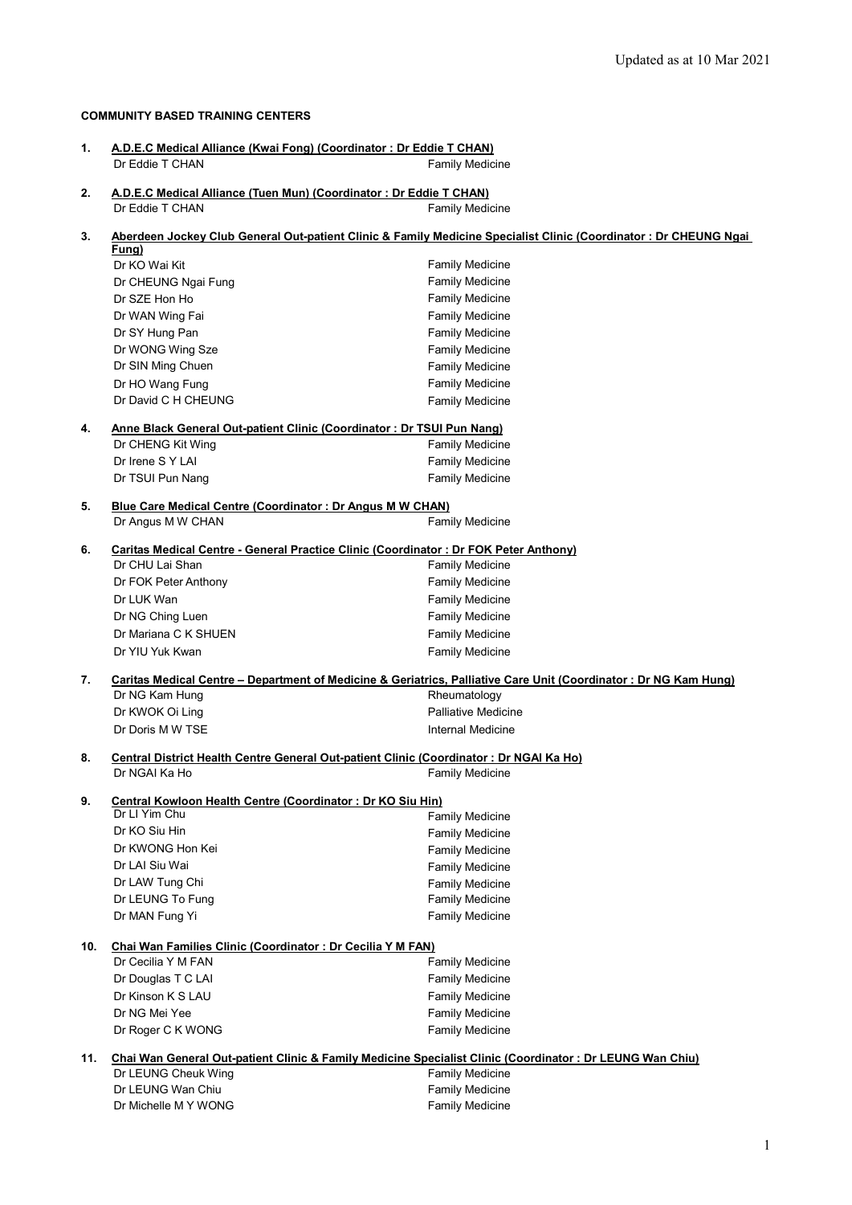Updated as at 10 Mar 2021

**COMMUNITY BASED TRAINING CENTERS**

**1. <u>A.D.E.C Medical Alliance (Kwai Fong) (Coordinator : Dr Eddie T CHAN)</u>**

| | |
|---|---|
| Dr Eddie T CHAN | Family Medicine |

**2. <u>A.D.E.C Medical Alliance (Tuen Mun) (Coordinator : Dr Eddie T CHAN)</u>**

| | |
|---|---|
| Dr Eddie T CHAN | Family Medicine |

**3. <u>Aberdeen Jockey Club General Out-patient Clinic & Family Medicine Specialist Clinic (Coordinator : Dr CHEUNG Ngai Fung)</u>**

| | |
|---|---|
| Dr KO Wai Kit | Family Medicine |
| Dr CHEUNG Ngai Fung | Family Medicine |
| Dr SZE Hon Ho | Family Medicine |
| Dr WAN Wing Fai | Family Medicine |
| Dr SY Hung Pan | Family Medicine |
| Dr WONG Wing Sze | Family Medicine |
| Dr SIN Ming Chuen | Family Medicine |
| Dr HO Wang Fung | Family Medicine |
| Dr David C H CHEUNG | Family Medicine |

**4. <u>Anne Black General Out-patient Clinic (Coordinator : Dr TSUI Pun Nang)</u>**

| | |
|---|---|
| Dr CHENG Kit Wing | Family Medicine |
| Dr Irene S Y LAI | Family Medicine |
| Dr TSUI Pun Nang | Family Medicine |

**5. <u>Blue Care Medical Centre (Coordinator : Dr Angus M W CHAN)</u>**

| | |
|---|---|
| Dr Angus M W CHAN | Family Medicine |

**6. <u>Caritas Medical Centre - General Practice Clinic (Coordinator : Dr FOK Peter Anthony)</u>**

| | |
|---|---|
| Dr CHU Lai Shan | Family Medicine |
| Dr FOK Peter Anthony | Family Medicine |
| Dr LUK Wan | Family Medicine |
| Dr NG Ching Luen | Family Medicine |
| Dr Mariana C K SHUEN | Family Medicine |
| Dr YIU Yuk Kwan | Family Medicine |

**7. <u>Caritas Medical Centre – Department of Medicine & Geriatrics, Palliative Care Unit (Coordinator : Dr NG Kam Hung)</u>**

| | |
|---|---|
| Dr NG Kam Hung | Rheumatology |
| Dr KWOK Oi Ling | Palliative Medicine |
| Dr Doris M W TSE | Internal Medicine |

**8. <u>Central District Health Centre General Out-patient Clinic (Coordinator : Dr NGAI Ka Ho)</u>**

| | |
|---|---|
| Dr NGAI Ka Ho | Family Medicine |

**9. <u>Central Kowloon Health Centre (Coordinator : Dr KO Siu Hin)</u>**

| | |
|---|---|
| Dr LI Yim Chu | Family Medicine |
| Dr KO Siu Hin | Family Medicine |
| Dr KWONG Hon Kei | Family Medicine |
| Dr LAI Siu Wai | Family Medicine |
| Dr LAW Tung Chi | Family Medicine |
| Dr LEUNG To Fung | Family Medicine |
| Dr MAN Fung Yi | Family Medicine |

**10. <u>Chai Wan Families Clinic (Coordinator : Dr Cecilia Y M FAN)</u>**

| | |
|---|---|
| Dr Cecilia Y M FAN | Family Medicine |
| Dr Douglas T C LAI | Family Medicine |
| Dr Kinson K S LAU | Family Medicine |
| Dr NG Mei Yee | Family Medicine |
| Dr Roger C K WONG | Family Medicine |

**11. <u>Chai Wan General Out-patient Clinic & Family Medicine Specialist Clinic (Coordinator : Dr LEUNG Wan Chiu)</u>**

| | |
|---|---|
| Dr LEUNG Cheuk Wing | Family Medicine |
| Dr LEUNG Wan Chiu | Family Medicine |
| Dr Michelle M Y WONG | Family Medicine |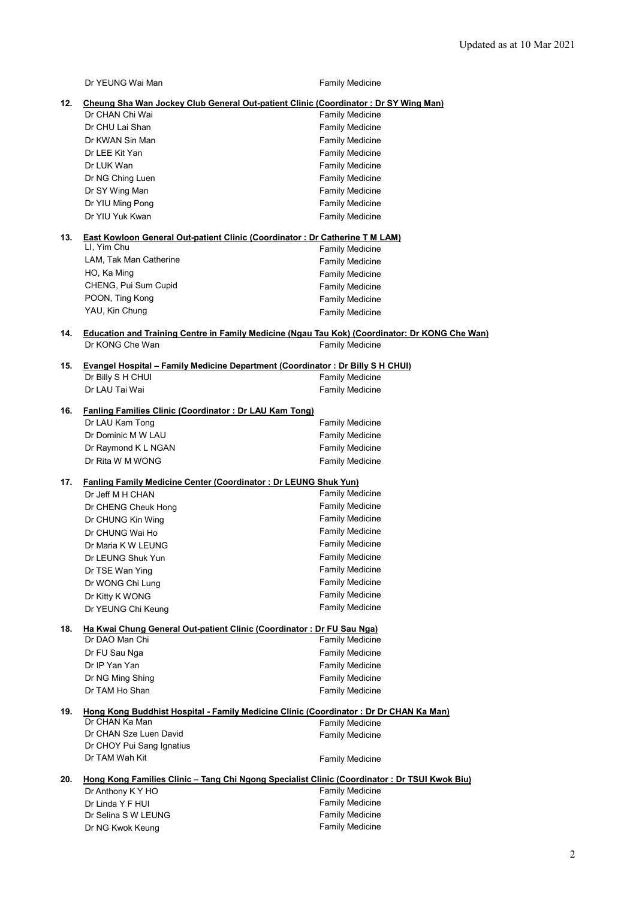| | |
|---|---|
| Dr YEUNG Wai Man | Family Medicine |

**12. Cheung Sha Wan Jockey Club General Out-patient Clinic (Coordinator : Dr SY Wing Man)**

| | |
|---|---|
| Dr CHAN Chi Wai | Family Medicine |
| Dr CHU Lai Shan | Family Medicine |
| Dr KWAN Sin Man | Family Medicine |
| Dr LEE Kit Yan | Family Medicine |
| Dr LUK Wan | Family Medicine |
| Dr NG Ching Luen | Family Medicine |
| Dr SY Wing Man | Family Medicine |
| Dr YIU Ming Pong | Family Medicine |
| Dr YIU Yuk Kwan | Family Medicine |

**13. East Kowloon General Out-patient Clinic (Coordinator : Dr Catherine T M LAM)**

| | |
|---|---|
| LI, Yim Chu | Family Medicine |
| LAM, Tak Man Catherine | Family Medicine |
| HO, Ka Ming | Family Medicine |
| CHENG, Pui Sum Cupid | Family Medicine |
| POON, Ting Kong | Family Medicine |
| YAU, Kin Chung | Family Medicine |

**14. Education and Training Centre in Family Medicine (Ngau Tau Kok) (Coordinator: Dr KONG Che Wan)**

| | |
|---|---|
| Dr KONG Che Wan | Family Medicine |

**15. Evangel Hospital – Family Medicine Department (Coordinator : Dr Billy S H CHUI)**

| | |
|---|---|
| Dr Billy S H CHUI | Family Medicine |
| Dr LAU Tai Wai | Family Medicine |

**16. Fanling Families Clinic (Coordinator : Dr LAU Kam Tong)**

| | |
|---|---|
| Dr LAU Kam Tong | Family Medicine |
| Dr Dominic M W LAU | Family Medicine |
| Dr Raymond K L NGAN | Family Medicine |
| Dr Rita W M WONG | Family Medicine |

**17. Fanling Family Medicine Center (Coordinator : Dr LEUNG Shuk Yun)**

| | |
|---|---|
| Dr Jeff M H CHAN | Family Medicine |
| Dr CHENG Cheuk Hong | Family Medicine |
| Dr CHUNG Kin Wing | Family Medicine |
| Dr CHUNG Wai Ho | Family Medicine |
| Dr Maria K W LEUNG | Family Medicine |
| Dr LEUNG Shuk Yun | Family Medicine |
| Dr TSE Wan Ying | Family Medicine |
| Dr WONG Chi Lung | Family Medicine |
| Dr Kitty K WONG | Family Medicine |
| Dr YEUNG Chi Keung | Family Medicine |

**18. Ha Kwai Chung General Out-patient Clinic (Coordinator : Dr FU Sau Nga)**

| | |
|---|---|
| Dr DAO Man Chi | Family Medicine |
| Dr FU Sau Nga | Family Medicine |
| Dr IP Yan Yan | Family Medicine |
| Dr NG Ming Shing | Family Medicine |
| Dr TAM Ho Shan | Family Medicine |

**19. Hong Kong Buddhist Hospital - Family Medicine Clinic (Coordinator : Dr Dr CHAN Ka Man)**

| | |
|---|---|
| Dr CHAN Ka Man | Family Medicine |
| Dr CHAN Sze Luen David | Family Medicine |
| Dr CHOY Pui Sang Ignatius | |
| Dr TAM Wah Kit | Family Medicine |

**20. Hong Kong Families Clinic – Tang Chi Ngong Specialist Clinic (Coordinator : Dr TSUI Kwok Biu)**

| | |
|---|---|
| Dr Anthony K Y HO | Family Medicine |
| Dr Linda Y F HUI | Family Medicine |
| Dr Selina S W LEUNG | Family Medicine |
| Dr NG Kwok Keung | Family Medicine |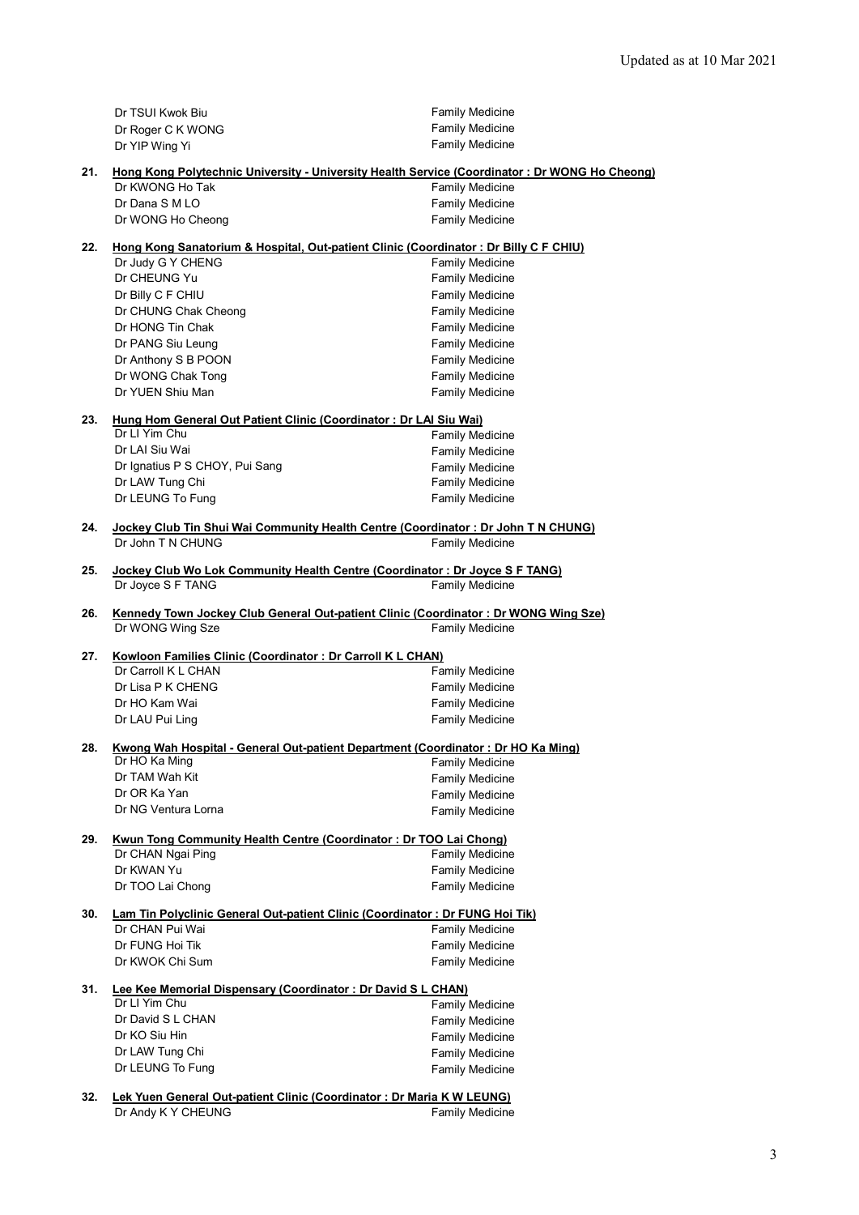Updated as at 10 Mar 2021

| | |
|---|---|
| Dr TSUI Kwok Biu | Family Medicine |
| Dr Roger C K WONG | Family Medicine |
| Dr YIP Wing Yi | Family Medicine |

**21. Hong Kong Polytechnic University - University Health Service (Coordinator : Dr WONG Ho Cheong)**

| | |
|---|---|
| Dr KWONG Ho Tak | Family Medicine |
| Dr Dana S M LO | Family Medicine |
| Dr WONG Ho Cheong | Family Medicine |

**22. Hong Kong Sanatorium & Hospital, Out-patient Clinic (Coordinator : Dr Billy C F CHIU)**

| | |
|---|---|
| Dr Judy G Y CHENG | Family Medicine |
| Dr CHEUNG Yu | Family Medicine |
| Dr Billy C F CHIU | Family Medicine |
| Dr CHUNG Chak Cheong | Family Medicine |
| Dr HONG Tin Chak | Family Medicine |
| Dr PANG Siu Leung | Family Medicine |
| Dr Anthony S B POON | Family Medicine |
| Dr WONG Chak Tong | Family Medicine |
| Dr YUEN Shiu Man | Family Medicine |

**23. Hung Hom General Out Patient Clinic (Coordinator : Dr LAI Siu Wai)**

| | |
|---|---|
| Dr LI Yim Chu | Family Medicine |
| Dr LAI Siu Wai | Family Medicine |
| Dr Ignatius P S CHOY, Pui Sang | Family Medicine |
| Dr LAW Tung Chi | Family Medicine |
| Dr LEUNG To Fung | Family Medicine |

**24. Jockey Club Tin Shui Wai Community Health Centre (Coordinator : Dr John T N CHUNG)**

| | |
|---|---|
| Dr John T N CHUNG | Family Medicine |

**25. Jockey Club Wo Lok Community Health Centre (Coordinator : Dr Joyce S F TANG)**

| | |
|---|---|
| Dr Joyce S F TANG | Family Medicine |

**26. Kennedy Town Jockey Club General Out-patient Clinic (Coordinator : Dr WONG Wing Sze)**

| | |
|---|---|
| Dr WONG Wing Sze | Family Medicine |

**27. Kowloon Families Clinic (Coordinator : Dr Carroll K L CHAN)**

| | |
|---|---|
| Dr Carroll K L CHAN | Family Medicine |
| Dr Lisa P K CHENG | Family Medicine |
| Dr HO Kam Wai | Family Medicine |
| Dr LAU Pui Ling | Family Medicine |

**28. Kwong Wah Hospital - General Out-patient Department (Coordinator : Dr HO Ka Ming)**

| | |
|---|---|
| Dr HO Ka Ming | Family Medicine |
| Dr TAM Wah Kit | Family Medicine |
| Dr OR Ka Yan | Family Medicine |
| Dr NG Ventura Lorna | Family Medicine |

**29. Kwun Tong Community Health Centre (Coordinator : Dr TOO Lai Chong)**

| | |
|---|---|
| Dr CHAN Ngai Ping | Family Medicine |
| Dr KWAN Yu | Family Medicine |
| Dr TOO Lai Chong | Family Medicine |

**30. Lam Tin Polyclinic General Out-patient Clinic (Coordinator : Dr FUNG Hoi Tik)**

| | |
|---|---|
| Dr CHAN Pui Wai | Family Medicine |
| Dr FUNG Hoi Tik | Family Medicine |
| Dr KWOK Chi Sum | Family Medicine |

**31. Lee Kee Memorial Dispensary (Coordinator : Dr David S L CHAN)**

| | |
|---|---|
| Dr LI Yim Chu | Family Medicine |
| Dr David S L CHAN | Family Medicine |
| Dr KO Siu Hin | Family Medicine |
| Dr LAW Tung Chi | Family Medicine |
| Dr LEUNG To Fung | Family Medicine |

**32. Lek Yuen General Out-patient Clinic (Coordinator : Dr Maria K W LEUNG)**

| | |
|---|---|
| Dr Andy K Y CHEUNG | Family Medicine |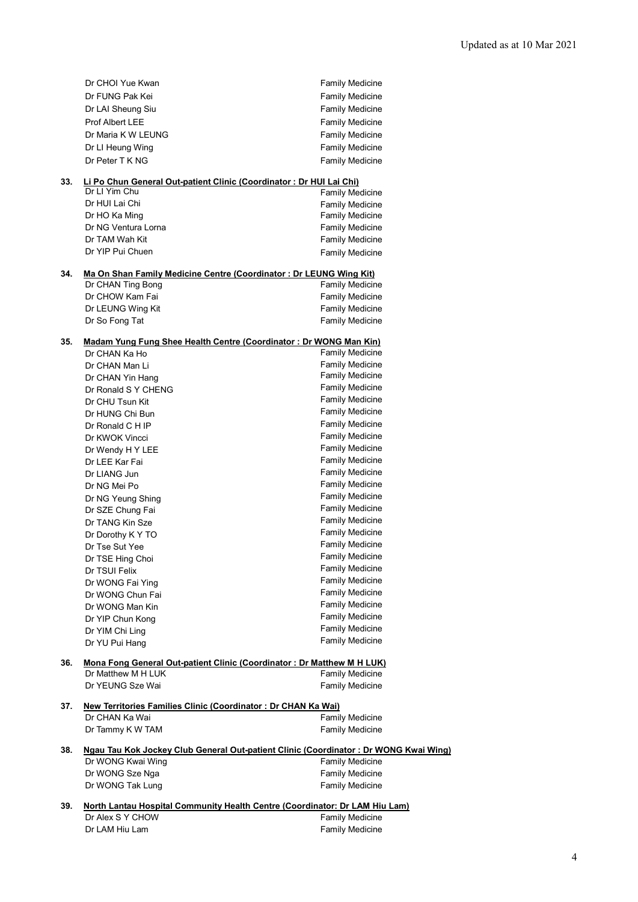| | |
|---|---|
| Dr CHOI Yue Kwan | Family Medicine |
| Dr FUNG Pak Kei | Family Medicine |
| Dr LAI Sheung Siu | Family Medicine |
| Prof Albert LEE | Family Medicine |
| Dr Maria K W LEUNG | Family Medicine |
| Dr LI Heung Wing | Family Medicine |
| Dr Peter T K NG | Family Medicine |

**33. Li Po Chun General Out-patient Clinic (Coordinator : Dr HUI Lai Chi)**

| | |
|---|---|
| Dr LI Yim Chu | Family Medicine |
| Dr HUI Lai Chi | Family Medicine |
| Dr HO Ka Ming | Family Medicine |
| Dr NG Ventura Lorna | Family Medicine |
| Dr TAM Wah Kit | Family Medicine |
| Dr YIP Pui Chuen | Family Medicine |

**34. Ma On Shan Family Medicine Centre (Coordinator : Dr LEUNG Wing Kit)**

| | |
|---|---|
| Dr CHAN Ting Bong | Family Medicine |
| Dr CHOW Kam Fai | Family Medicine |
| Dr LEUNG Wing Kit | Family Medicine |
| Dr So Fong Tat | Family Medicine |

**35. Madam Yung Fung Shee Health Centre (Coordinator : Dr WONG Man Kin)**

| | |
|---|---|
| Dr CHAN Ka Ho | Family Medicine |
| Dr CHAN Man Li | Family Medicine |
| Dr CHAN Yin Hang | Family Medicine |
| Dr Ronald S Y CHENG | Family Medicine |
| Dr CHU Tsun Kit | Family Medicine |
| Dr HUNG Chi Bun | Family Medicine |
| Dr Ronald C H IP | Family Medicine |
| Dr KWOK Vincci | Family Medicine |
| Dr Wendy H Y LEE | Family Medicine |
| Dr LEE Kar Fai | Family Medicine |
| Dr LIANG Jun | Family Medicine |
| Dr NG Mei Po | Family Medicine |
| Dr NG Yeung Shing | Family Medicine |
| Dr SZE Chung Fai | Family Medicine |
| Dr TANG Kin Sze | Family Medicine |
| Dr Dorothy K Y TO | Family Medicine |
| Dr Tse Sut Yee | Family Medicine |
| Dr TSE Hing Choi | Family Medicine |
| Dr TSUI Felix | Family Medicine |
| Dr WONG Fai Ying | Family Medicine |
| Dr WONG Chun Fai | Family Medicine |
| Dr WONG Man Kin | Family Medicine |
| Dr YIP Chun Kong | Family Medicine |
| Dr YIM Chi Ling | Family Medicine |
| Dr YU Pui Hang | Family Medicine |

**36. Mona Fong General Out-patient Clinic (Coordinator : Dr Matthew M H LUK)**

| | |
|---|---|
| Dr Matthew M H LUK | Family Medicine |
| Dr YEUNG Sze Wai | Family Medicine |

**37. New Territories Families Clinic (Coordinator : Dr CHAN Ka Wai)**

| | |
|---|---|
| Dr CHAN Ka Wai | Family Medicine |
| Dr Tammy K W TAM | Family Medicine |

**38. Ngau Tau Kok Jockey Club General Out-patient Clinic (Coordinator : Dr WONG Kwai Wing)**

| | |
|---|---|
| Dr WONG Kwai Wing | Family Medicine |
| Dr WONG Sze Nga | Family Medicine |
| Dr WONG Tak Lung | Family Medicine |

**39. North Lantau Hospital Community Health Centre (Coordinator: Dr LAM Hiu Lam)**

| | |
|---|---|
| Dr Alex S Y CHOW | Family Medicine |
| Dr LAM Hiu Lam | Family Medicine |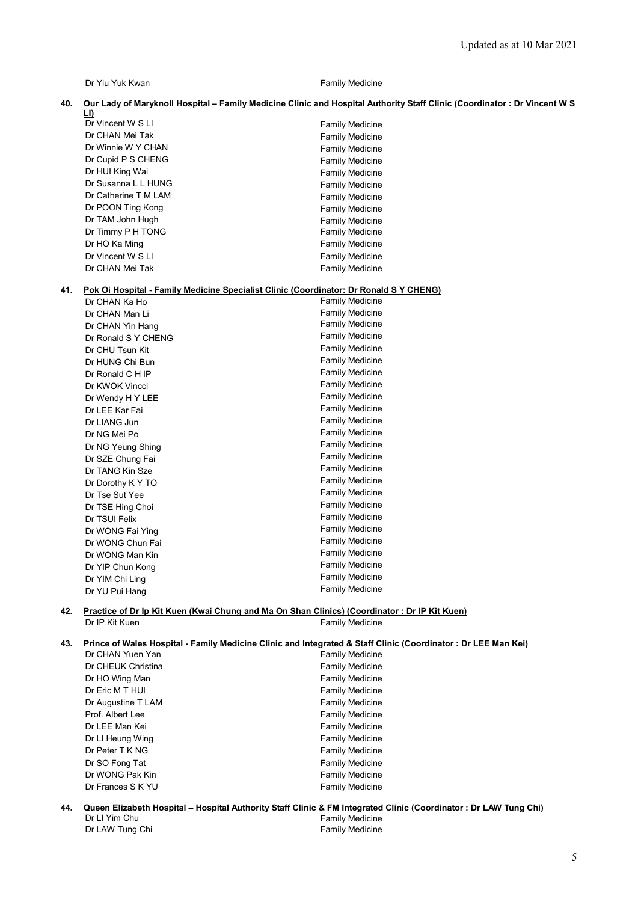| | |
|---|---|
| Dr Yiu Yuk Kwan | Family Medicine |

**40. Our Lady of Maryknoll Hospital – Family Medicine Clinic and Hospital Authority Staff Clinic (Coordinator : Dr Vincent W S LI)**

| | |
|---|---|
| Dr Vincent W S LI | Family Medicine |
| Dr CHAN Mei Tak | Family Medicine |
| Dr Winnie W Y CHAN | Family Medicine |
| Dr Cupid P S CHENG | Family Medicine |
| Dr HUI King Wai | Family Medicine |
| Dr Susanna L L HUNG | Family Medicine |
| Dr Catherine T M LAM | Family Medicine |
| Dr POON Ting Kong | Family Medicine |
| Dr TAM John Hugh | Family Medicine |
| Dr Timmy P H TONG | Family Medicine |
| Dr HO Ka Ming | Family Medicine |
| Dr Vincent W S LI | Family Medicine |
| Dr CHAN Mei Tak | Family Medicine |

**41. Pok Oi Hospital - Family Medicine Specialist Clinic (Coordinator: Dr Ronald S Y CHENG)**

| | |
|---|---|
| Dr CHAN Ka Ho | Family Medicine |
| Dr CHAN Man Li | Family Medicine |
| Dr CHAN Yin Hang | Family Medicine |
| Dr Ronald S Y CHENG | Family Medicine |
| Dr CHU Tsun Kit | Family Medicine |
| Dr HUNG Chi Bun | Family Medicine |
| Dr Ronald C H IP | Family Medicine |
| Dr KWOK Vincci | Family Medicine |
| Dr Wendy H Y LEE | Family Medicine |
| Dr LEE Kar Fai | Family Medicine |
| Dr LIANG Jun | Family Medicine |
| Dr NG Mei Po | Family Medicine |
| Dr NG Yeung Shing | Family Medicine |
| Dr SZE Chung Fai | Family Medicine |
| Dr TANG Kin Sze | Family Medicine |
| Dr Dorothy K Y TO | Family Medicine |
| Dr Tse Sut Yee | Family Medicine |
| Dr TSE Hing Choi | Family Medicine |
| Dr TSUI Felix | Family Medicine |
| Dr WONG Fai Ying | Family Medicine |
| Dr WONG Chun Fai | Family Medicine |
| Dr WONG Man Kin | Family Medicine |
| Dr YIP Chun Kong | Family Medicine |
| Dr YIM Chi Ling | Family Medicine |
| Dr YU Pui Hang | Family Medicine |

**42. Practice of Dr Ip Kit Kuen (Kwai Chung and Ma On Shan Clinics) (Coordinator : Dr IP Kit Kuen)**

| | |
|---|---|
| Dr IP Kit Kuen | Family Medicine |

**43. Prince of Wales Hospital - Family Medicine Clinic and Integrated & Staff Clinic (Coordinator : Dr LEE Man Kei)**

| | |
|---|---|
| Dr CHAN Yuen Yan | Family Medicine |
| Dr CHEUK Christina | Family Medicine |
| Dr HO Wing Man | Family Medicine |
| Dr Eric M T HUI | Family Medicine |
| Dr Augustine T LAM | Family Medicine |
| Prof. Albert Lee | Family Medicine |
| Dr LEE Man Kei | Family Medicine |
| Dr LI Heung Wing | Family Medicine |
| Dr Peter T K NG | Family Medicine |
| Dr SO Fong Tat | Family Medicine |
| Dr WONG Pak Kin | Family Medicine |
| Dr Frances S K YU | Family Medicine |

**44. Queen Elizabeth Hospital – Hospital Authority Staff Clinic & FM Integrated Clinic (Coordinator : Dr LAW Tung Chi)**

| | |
|---|---|
| Dr LI Yim Chu | Family Medicine |
| Dr LAW Tung Chi | Family Medicine |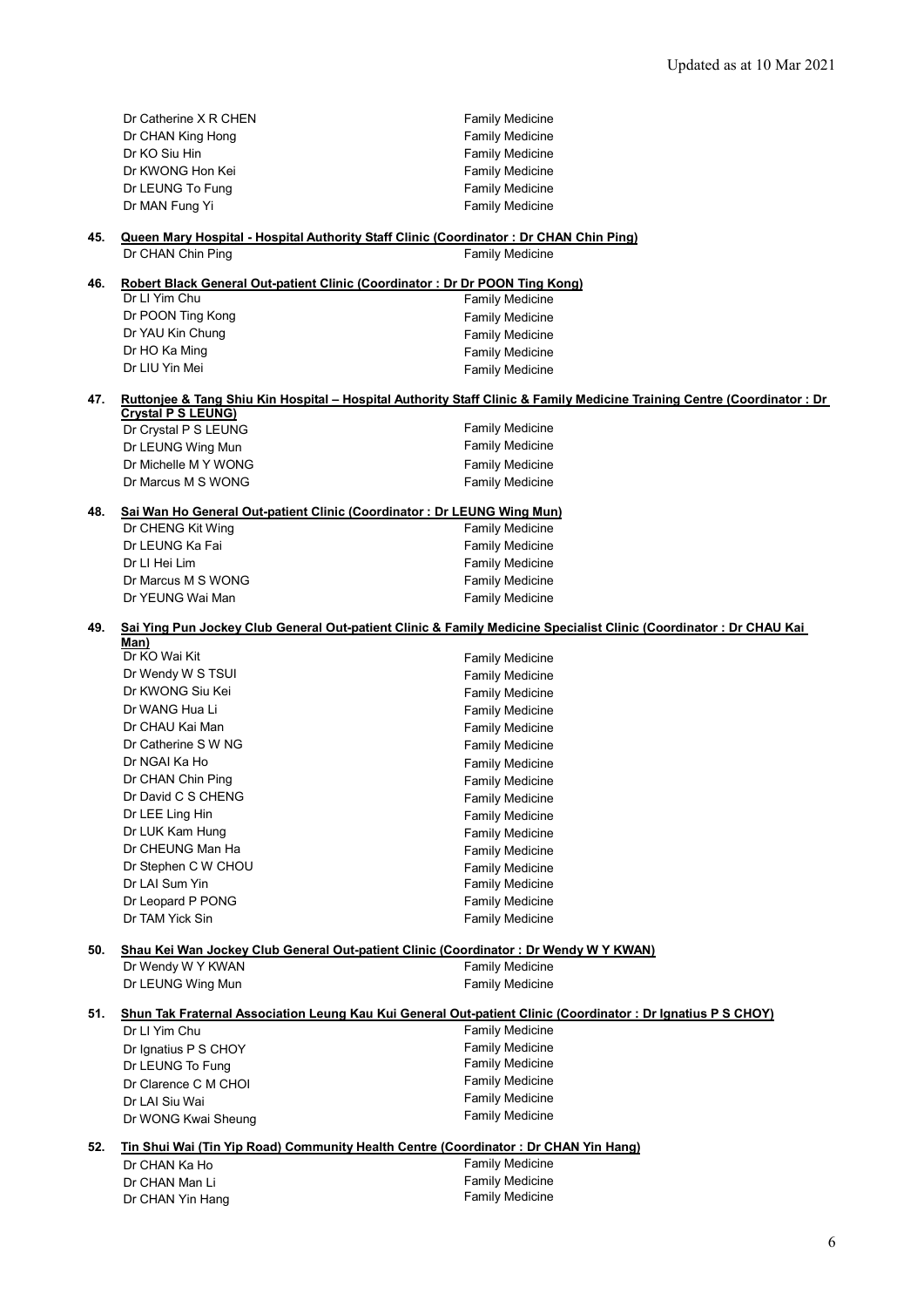| | |
|---|---|
| Dr Catherine X R CHEN | Family Medicine |
| Dr CHAN King Hong | Family Medicine |
| Dr KO Siu Hin | Family Medicine |
| Dr KWONG Hon Kei | Family Medicine |
| Dr LEUNG To Fung | Family Medicine |
| Dr MAN Fung Yi | Family Medicine |

**45. Queen Mary Hospital - Hospital Authority Staff Clinic (Coordinator : Dr CHAN Chin Ping)**

| | |
|---|---|
| Dr CHAN Chin Ping | Family Medicine |

**46. Robert Black General Out-patient Clinic (Coordinator : Dr Dr POON Ting Kong)**

| | |
|---|---|
| Dr LI Yim Chu | Family Medicine |
| Dr POON Ting Kong | Family Medicine |
| Dr YAU Kin Chung | Family Medicine |
| Dr HO Ka Ming | Family Medicine |
| Dr LIU Yin Mei | Family Medicine |

**47. Ruttonjee & Tang Shiu Kin Hospital – Hospital Authority Staff Clinic & Family Medicine Training Centre (Coordinator : Dr Crystal P S LEUNG)**

| | |
|---|---|
| Dr Crystal P S LEUNG | Family Medicine |
| Dr LEUNG Wing Mun | Family Medicine |
| Dr Michelle M Y WONG | Family Medicine |
| Dr Marcus M S WONG | Family Medicine |

**48. Sai Wan Ho General Out-patient Clinic (Coordinator : Dr LEUNG Wing Mun)**

| | |
|---|---|
| Dr CHENG Kit Wing | Family Medicine |
| Dr LEUNG Ka Fai | Family Medicine |
| Dr LI Hei Lim | Family Medicine |
| Dr Marcus M S WONG | Family Medicine |
| Dr YEUNG Wai Man | Family Medicine |

**49. Sai Ying Pun Jockey Club General Out-patient Clinic & Family Medicine Specialist Clinic (Coordinator : Dr CHAU Kai Man)**

| | |
|---|---|
| Dr KO Wai Kit | Family Medicine |
| Dr Wendy W S TSUI | Family Medicine |
| Dr KWONG Siu Kei | Family Medicine |
| Dr WANG Hua Li | Family Medicine |
| Dr CHAU Kai Man | Family Medicine |
| Dr Catherine S W NG | Family Medicine |
| Dr NGAI Ka Ho | Family Medicine |
| Dr CHAN Chin Ping | Family Medicine |
| Dr David C S CHENG | Family Medicine |
| Dr LEE Ling Hin | Family Medicine |
| Dr LUK Kam Hung | Family Medicine |
| Dr CHEUNG Man Ha | Family Medicine |
| Dr Stephen C W CHOU | Family Medicine |
| Dr LAI Sum Yin | Family Medicine |
| Dr Leopard P PONG | Family Medicine |
| Dr TAM Yick Sin | Family Medicine |

**50. Shau Kei Wan Jockey Club General Out-patient Clinic (Coordinator : Dr Wendy W Y KWAN)**

| | |
|---|---|
| Dr Wendy W Y KWAN | Family Medicine |
| Dr LEUNG Wing Mun | Family Medicine |

**51. Shun Tak Fraternal Association Leung Kau Kui General Out-patient Clinic (Coordinator : Dr Ignatius P S CHOY)**

| | |
|---|---|
| Dr LI Yim Chu | Family Medicine |
| Dr Ignatius P S CHOY | Family Medicine |
| Dr LEUNG To Fung | Family Medicine |
| Dr Clarence C M CHOI | Family Medicine |
| Dr LAI Siu Wai | Family Medicine |
| Dr WONG Kwai Sheung | Family Medicine |

**52. Tin Shui Wai (Tin Yip Road) Community Health Centre (Coordinator : Dr CHAN Yin Hang)**

| | |
|---|---|
| Dr CHAN Ka Ho | Family Medicine |
| Dr CHAN Man Li | Family Medicine |
| Dr CHAN Yin Hang | Family Medicine |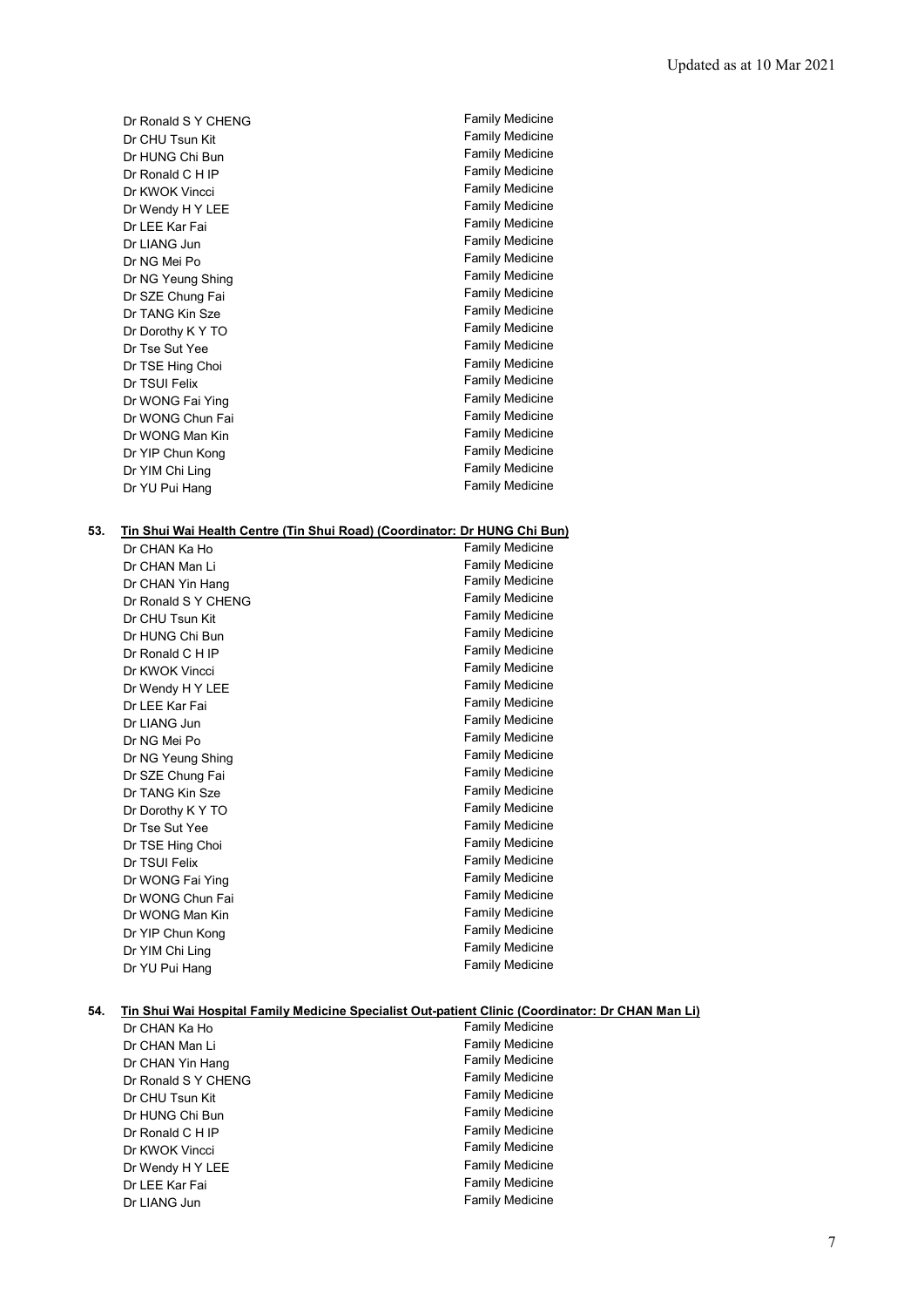| | |
|---|---|
| Dr Ronald S Y CHENG | Family Medicine |
| Dr CHU Tsun Kit | Family Medicine |
| Dr HUNG Chi Bun | Family Medicine |
| Dr Ronald C H IP | Family Medicine |
| Dr KWOK Vincci | Family Medicine |
| Dr Wendy H Y LEE | Family Medicine |
| Dr LEE Kar Fai | Family Medicine |
| Dr LIANG Jun | Family Medicine |
| Dr NG Mei Po | Family Medicine |
| Dr NG Yeung Shing | Family Medicine |
| Dr SZE Chung Fai | Family Medicine |
| Dr TANG Kin Sze | Family Medicine |
| Dr Dorothy K Y TO | Family Medicine |
| Dr Tse Sut Yee | Family Medicine |
| Dr TSE Hing Choi | Family Medicine |
| Dr TSUI Felix | Family Medicine |
| Dr WONG Fai Ying | Family Medicine |
| Dr WONG Chun Fai | Family Medicine |
| Dr WONG Man Kin | Family Medicine |
| Dr YIP Chun Kong | Family Medicine |
| Dr YIM Chi Ling | Family Medicine |
| Dr YU Pui Hang | Family Medicine |

**53. Tin Shui Wai Health Centre (Tin Shui Road) (Coordinator: Dr HUNG Chi Bun)**

| | |
|---|---|
| Dr CHAN Ka Ho | Family Medicine |
| Dr CHAN Man Li | Family Medicine |
| Dr CHAN Yin Hang | Family Medicine |
| Dr Ronald S Y CHENG | Family Medicine |
| Dr CHU Tsun Kit | Family Medicine |
| Dr HUNG Chi Bun | Family Medicine |
| Dr Ronald C H IP | Family Medicine |
| Dr KWOK Vincci | Family Medicine |
| Dr Wendy H Y LEE | Family Medicine |
| Dr LEE Kar Fai | Family Medicine |
| Dr LIANG Jun | Family Medicine |
| Dr NG Mei Po | Family Medicine |
| Dr NG Yeung Shing | Family Medicine |
| Dr SZE Chung Fai | Family Medicine |
| Dr TANG Kin Sze | Family Medicine |
| Dr Dorothy K Y TO | Family Medicine |
| Dr Tse Sut Yee | Family Medicine |
| Dr TSE Hing Choi | Family Medicine |
| Dr TSUI Felix | Family Medicine |
| Dr WONG Fai Ying | Family Medicine |
| Dr WONG Chun Fai | Family Medicine |
| Dr WONG Man Kin | Family Medicine |
| Dr YIP Chun Kong | Family Medicine |
| Dr YIM Chi Ling | Family Medicine |
| Dr YU Pui Hang | Family Medicine |

**54. Tin Shui Wai Hospital Family Medicine Specialist Out-patient Clinic (Coordinator: Dr CHAN Man Li)**

| | |
|---|---|
| Dr CHAN Ka Ho | Family Medicine |
| Dr CHAN Man Li | Family Medicine |
| Dr CHAN Yin Hang | Family Medicine |
| Dr Ronald S Y CHENG | Family Medicine |
| Dr CHU Tsun Kit | Family Medicine |
| Dr HUNG Chi Bun | Family Medicine |
| Dr Ronald C H IP | Family Medicine |
| Dr KWOK Vincci | Family Medicine |
| Dr Wendy H Y LEE | Family Medicine |
| Dr LEE Kar Fai | Family Medicine |
| Dr LIANG Jun | Family Medicine |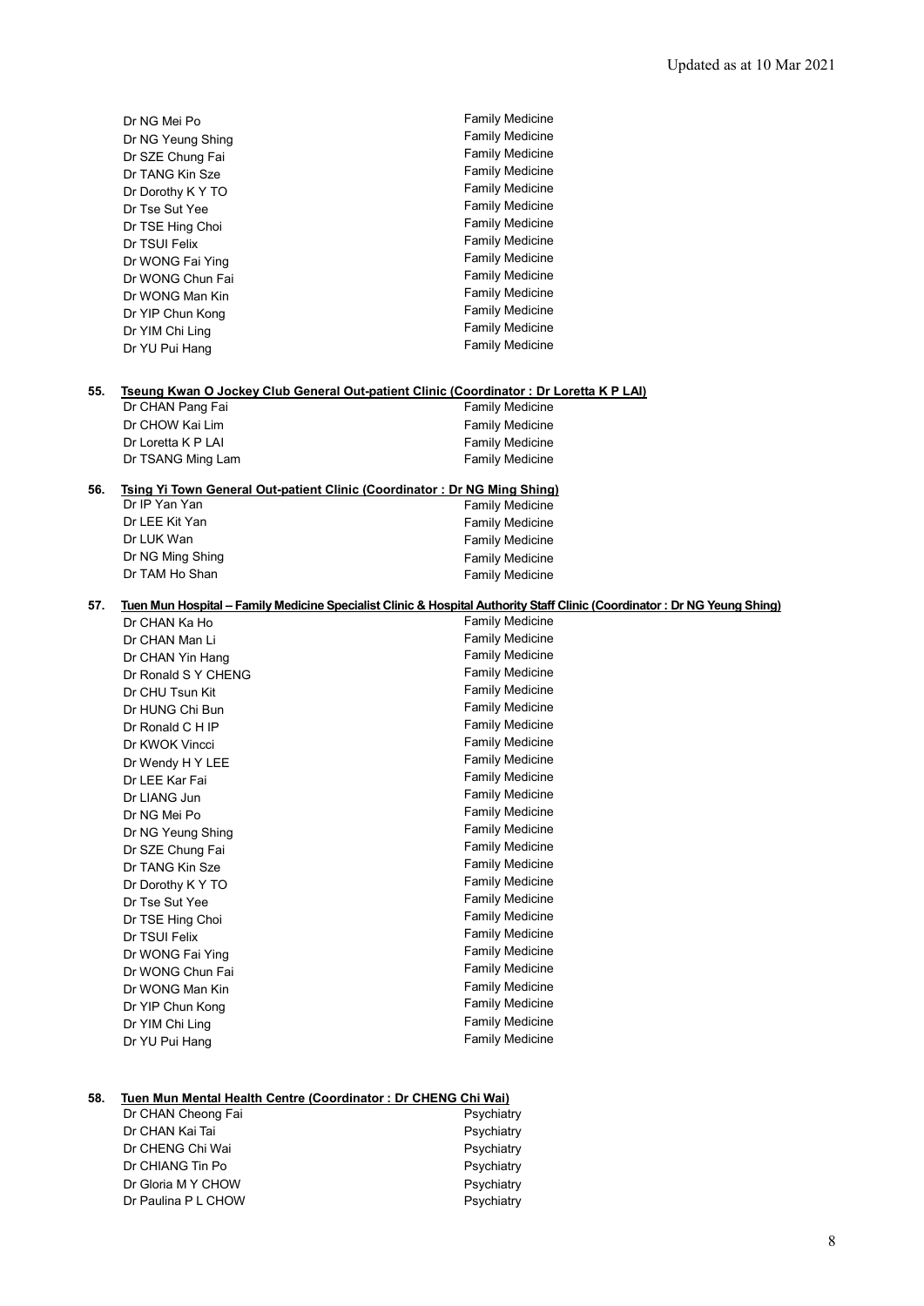| | |
|---|---|
| Dr NG Mei Po | Family Medicine |
| Dr NG Yeung Shing | Family Medicine |
| Dr SZE Chung Fai | Family Medicine |
| Dr TANG Kin Sze | Family Medicine |
| Dr Dorothy K Y TO | Family Medicine |
| Dr Tse Sut Yee | Family Medicine |
| Dr TSE Hing Choi | Family Medicine |
| Dr TSUI Felix | Family Medicine |
| Dr WONG Fai Ying | Family Medicine |
| Dr WONG Chun Fai | Family Medicine |
| Dr WONG Man Kin | Family Medicine |
| Dr YIP Chun Kong | Family Medicine |
| Dr YIM Chi Ling | Family Medicine |
| Dr YU Pui Hang | Family Medicine |

**55. Tseung Kwan O Jockey Club General Out-patient Clinic (Coordinator : Dr Loretta K P LAI)**

| | |
|---|---|
| Dr CHAN Pang Fai | Family Medicine |
| Dr CHOW Kai Lim | Family Medicine |
| Dr Loretta K P LAI | Family Medicine |
| Dr TSANG Ming Lam | Family Medicine |

**56. Tsing Yi Town General Out-patient Clinic (Coordinator : Dr NG Ming Shing)**

| | |
|---|---|
| Dr IP Yan Yan | Family Medicine |
| Dr LEE Kit Yan | Family Medicine |
| Dr LUK Wan | Family Medicine |
| Dr NG Ming Shing | Family Medicine |
| Dr TAM Ho Shan | Family Medicine |

**57. Tuen Mun Hospital – Family Medicine Specialist Clinic & Hospital Authority Staff Clinic (Coordinator : Dr NG Yeung Shing)**

| | |
|---|---|
| Dr CHAN Ka Ho | Family Medicine |
| Dr CHAN Man Li | Family Medicine |
| Dr CHAN Yin Hang | Family Medicine |
| Dr Ronald S Y CHENG | Family Medicine |
| Dr CHU Tsun Kit | Family Medicine |
| Dr HUNG Chi Bun | Family Medicine |
| Dr Ronald C H IP | Family Medicine |
| Dr KWOK Vincci | Family Medicine |
| Dr Wendy H Y LEE | Family Medicine |
| Dr LEE Kar Fai | Family Medicine |
| Dr LIANG Jun | Family Medicine |
| Dr NG Mei Po | Family Medicine |
| Dr NG Yeung Shing | Family Medicine |
| Dr SZE Chung Fai | Family Medicine |
| Dr TANG Kin Sze | Family Medicine |
| Dr Dorothy K Y TO | Family Medicine |
| Dr Tse Sut Yee | Family Medicine |
| Dr TSE Hing Choi | Family Medicine |
| Dr TSUI Felix | Family Medicine |
| Dr WONG Fai Ying | Family Medicine |
| Dr WONG Chun Fai | Family Medicine |
| Dr WONG Man Kin | Family Medicine |
| Dr YIP Chun Kong | Family Medicine |
| Dr YIM Chi Ling | Family Medicine |
| Dr YU Pui Hang | Family Medicine |

**58. Tuen Mun Mental Health Centre (Coordinator : Dr CHENG Chi Wai)**

| | |
|---|---|
| Dr CHAN Cheong Fai | Psychiatry |
| Dr CHAN Kai Tai | Psychiatry |
| Dr CHENG Chi Wai | Psychiatry |
| Dr CHIANG Tin Po | Psychiatry |
| Dr Gloria M Y CHOW | Psychiatry |
| Dr Paulina P L CHOW | Psychiatry |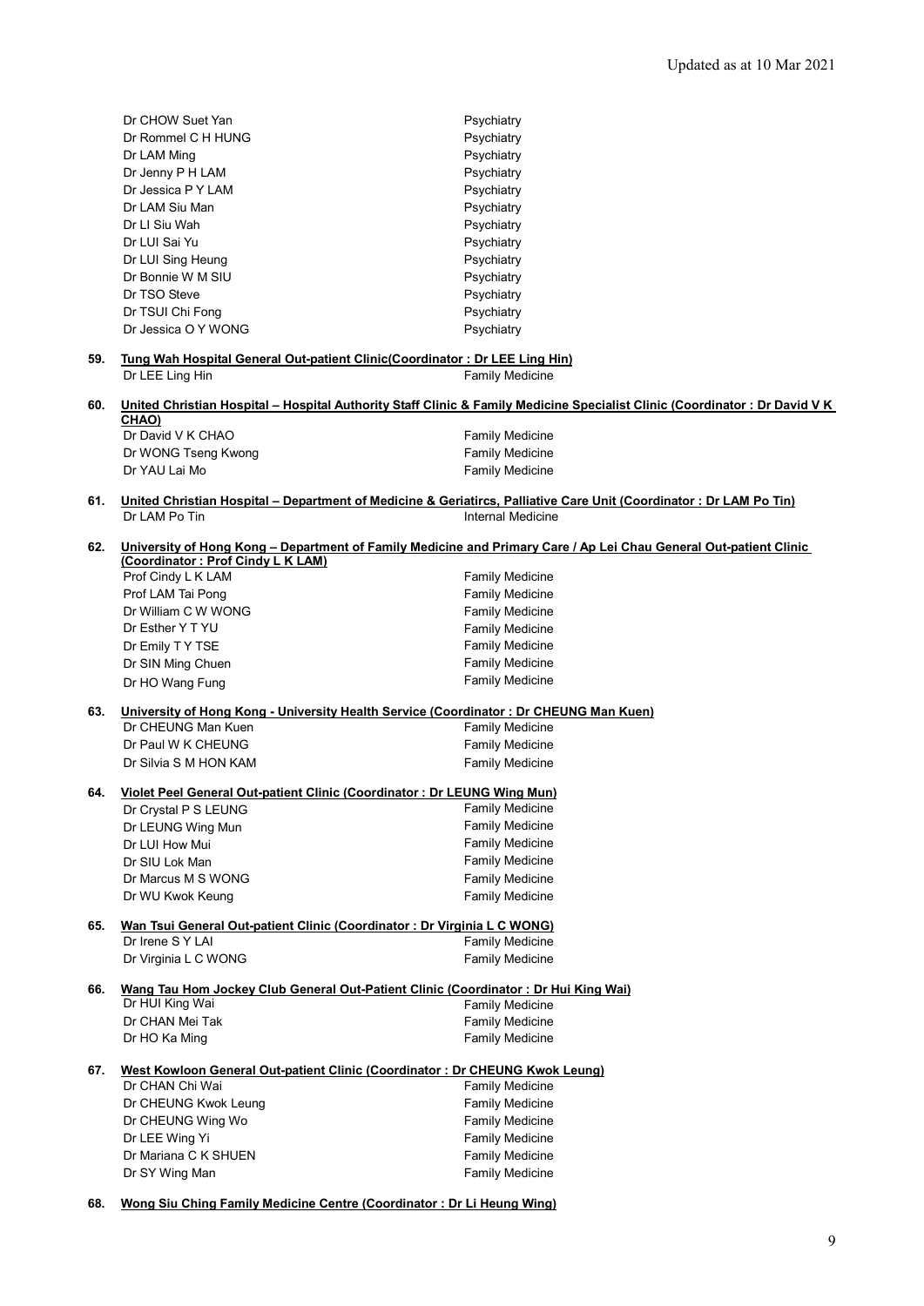| | |
|---|---|
| Dr CHOW Suet Yan | Psychiatry |
| Dr Rommel C H HUNG | Psychiatry |
| Dr LAM Ming | Psychiatry |
| Dr Jenny P H LAM | Psychiatry |
| Dr Jessica P Y LAM | Psychiatry |
| Dr LAM Siu Man | Psychiatry |
| Dr LI Siu Wah | Psychiatry |
| Dr LUI Sai Yu | Psychiatry |
| Dr LUI Sing Heung | Psychiatry |
| Dr Bonnie W M SIU | Psychiatry |
| Dr TSO Steve | Psychiatry |
| Dr TSUI Chi Fong | Psychiatry |
| Dr Jessica O Y WONG | Psychiatry |

**59. Tung Wah Hospital General Out-patient Clinic(Coordinator : Dr LEE Ling Hin)**

| | |
|---|---|
| Dr LEE Ling Hin | Family Medicine |

**60. United Christian Hospital – Hospital Authority Staff Clinic & Family Medicine Specialist Clinic (Coordinator : Dr David V K CHAO)**

| | |
|---|---|
| Dr David V K CHAO | Family Medicine |
| Dr WONG Tseng Kwong | Family Medicine |
| Dr YAU Lai Mo | Family Medicine |

**61. United Christian Hospital – Department of Medicine & Geriatircs, Palliative Care Unit (Coordinator : Dr LAM Po Tin)**

| | |
|---|---|
| Dr LAM Po Tin | Internal Medicine |

**62. University of Hong Kong – Department of Family Medicine and Primary Care / Ap Lei Chau General Out-patient Clinic (Coordinator : Prof Cindy L K LAM)**

| | |
|---|---|
| Prof Cindy L K LAM | Family Medicine |
| Prof LAM Tai Pong | Family Medicine |
| Dr William C W WONG | Family Medicine |
| Dr Esther Y T YU | Family Medicine |
| Dr Emily T Y TSE | Family Medicine |
| Dr SIN Ming Chuen | Family Medicine |
| Dr HO Wang Fung | Family Medicine |

**63. University of Hong Kong - University Health Service (Coordinator : Dr CHEUNG Man Kuen)**

| | |
|---|---|
| Dr CHEUNG Man Kuen | Family Medicine |
| Dr Paul W K CHEUNG | Family Medicine |
| Dr Silvia S M HON KAM | Family Medicine |

**64. Violet Peel General Out-patient Clinic (Coordinator : Dr LEUNG Wing Mun)**

| | |
|---|---|
| Dr Crystal P S LEUNG | Family Medicine |
| Dr LEUNG Wing Mun | Family Medicine |
| Dr LUI How Mui | Family Medicine |
| Dr SIU Lok Man | Family Medicine |
| Dr Marcus M S WONG | Family Medicine |
| Dr WU Kwok Keung | Family Medicine |

**65. Wan Tsui General Out-patient Clinic (Coordinator : Dr Virginia L C WONG)**

| | |
|---|---|
| Dr Irene S Y LAI | Family Medicine |
| Dr Virginia L C WONG | Family Medicine |

**66. Wang Tau Hom Jockey Club General Out-Patient Clinic (Coordinator : Dr Hui King Wai)**

| | |
|---|---|
| Dr HUI King Wai | Family Medicine |
| Dr CHAN Mei Tak | Family Medicine |
| Dr HO Ka Ming | Family Medicine |

**67. West Kowloon General Out-patient Clinic (Coordinator : Dr CHEUNG Kwok Leung)**

| | |
|---|---|
| Dr CHAN Chi Wai | Family Medicine |
| Dr CHEUNG Kwok Leung | Family Medicine |
| Dr CHEUNG Wing Wo | Family Medicine |
| Dr LEE Wing Yi | Family Medicine |
| Dr Mariana C K SHUEN | Family Medicine |
| Dr SY Wing Man | Family Medicine |

**68. Wong Siu Ching Family Medicine Centre (Coordinator : Dr Li Heung Wing)**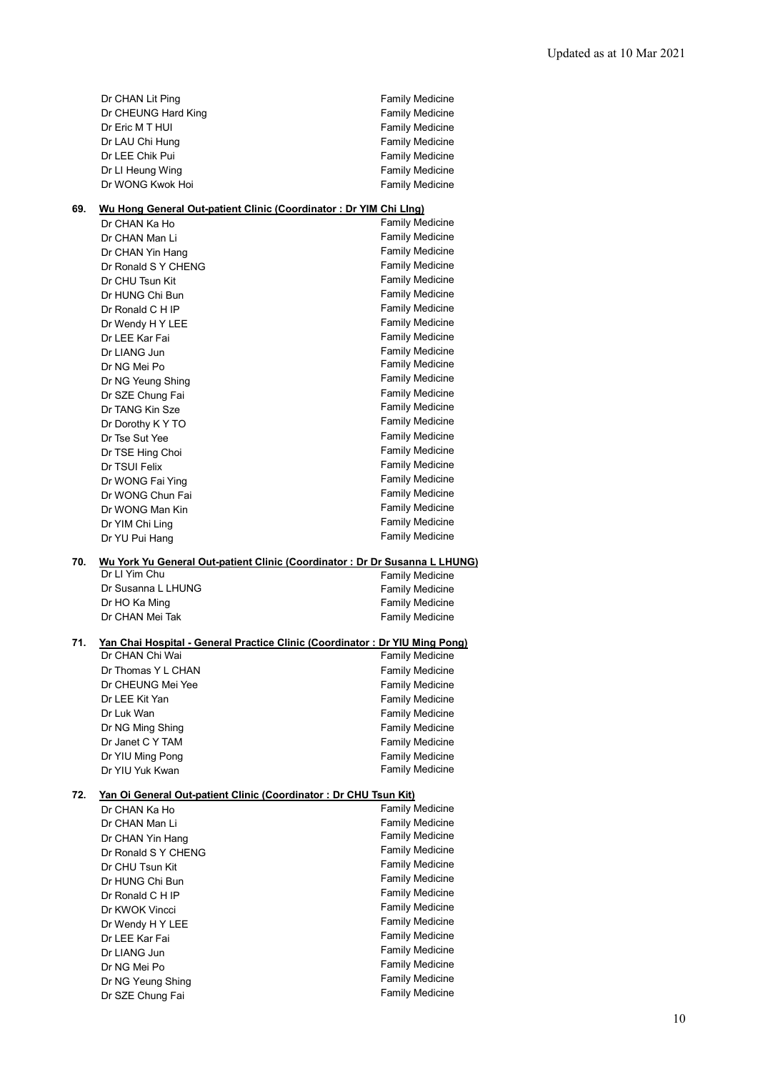| | |
|---|---|
| Dr CHAN Lit Ping | Family Medicine |
| Dr CHEUNG Hard King | Family Medicine |
| Dr Eric M T HUI | Family Medicine |
| Dr LAU Chi Hung | Family Medicine |
| Dr LEE Chik Pui | Family Medicine |
| Dr LI Heung Wing | Family Medicine |
| Dr WONG Kwok Hoi | Family Medicine |

**69. Wu Hong General Out-patient Clinic (Coordinator : Dr YIM Chi LIng)**

| | |
|---|---|
| Dr CHAN Ka Ho | Family Medicine |
| Dr CHAN Man Li | Family Medicine |
| Dr CHAN Yin Hang | Family Medicine |
| Dr Ronald S Y CHENG | Family Medicine |
| Dr CHU Tsun Kit | Family Medicine |
| Dr HUNG Chi Bun | Family Medicine |
| Dr Ronald C H IP | Family Medicine |
| Dr Wendy H Y LEE | Family Medicine |
| Dr LEE Kar Fai | Family Medicine |
| Dr LIANG Jun | Family Medicine |
| Dr NG Mei Po | Family Medicine |
| Dr NG Yeung Shing | Family Medicine |
| Dr SZE Chung Fai | Family Medicine |
| Dr TANG Kin Sze | Family Medicine |
| Dr Dorothy K Y TO | Family Medicine |
| Dr Tse Sut Yee | Family Medicine |
| Dr TSE Hing Choi | Family Medicine |
| Dr TSUI Felix | Family Medicine |
| Dr WONG Fai Ying | Family Medicine |
| Dr WONG Chun Fai | Family Medicine |
| Dr WONG Man Kin | Family Medicine |
| Dr YIM Chi Ling | Family Medicine |
| Dr YU Pui Hang | Family Medicine |

**70. Wu York Yu General Out-patient Clinic (Coordinator : Dr Dr Susanna L LHUNG)**

| | |
|---|---|
| Dr LI Yim Chu | Family Medicine |
| Dr Susanna L LHUNG | Family Medicine |
| Dr HO Ka Ming | Family Medicine |
| Dr CHAN Mei Tak | Family Medicine |

**71. Yan Chai Hospital - General Practice Clinic (Coordinator : Dr YIU Ming Pong)**

| | |
|---|---|
| Dr CHAN Chi Wai | Family Medicine |
| Dr Thomas Y L CHAN | Family Medicine |
| Dr CHEUNG Mei Yee | Family Medicine |
| Dr LEE Kit Yan | Family Medicine |
| Dr Luk Wan | Family Medicine |
| Dr NG Ming Shing | Family Medicine |
| Dr Janet C Y TAM | Family Medicine |
| Dr YIU Ming Pong | Family Medicine |
| Dr YIU Yuk Kwan | Family Medicine |

**72. Yan Oi General Out-patient Clinic (Coordinator : Dr CHU Tsun Kit)**

| | |
|---|---|
| Dr CHAN Ka Ho | Family Medicine |
| Dr CHAN Man Li | Family Medicine |
| Dr CHAN Yin Hang | Family Medicine |
| Dr Ronald S Y CHENG | Family Medicine |
| Dr CHU Tsun Kit | Family Medicine |
| Dr HUNG Chi Bun | Family Medicine |
| Dr Ronald C H IP | Family Medicine |
| Dr KWOK Vincci | Family Medicine |
| Dr Wendy H Y LEE | Family Medicine |
| Dr LEE Kar Fai | Family Medicine |
| Dr LIANG Jun | Family Medicine |
| Dr NG Mei Po | Family Medicine |
| Dr NG Yeung Shing | Family Medicine |
| Dr SZE Chung Fai | Family Medicine |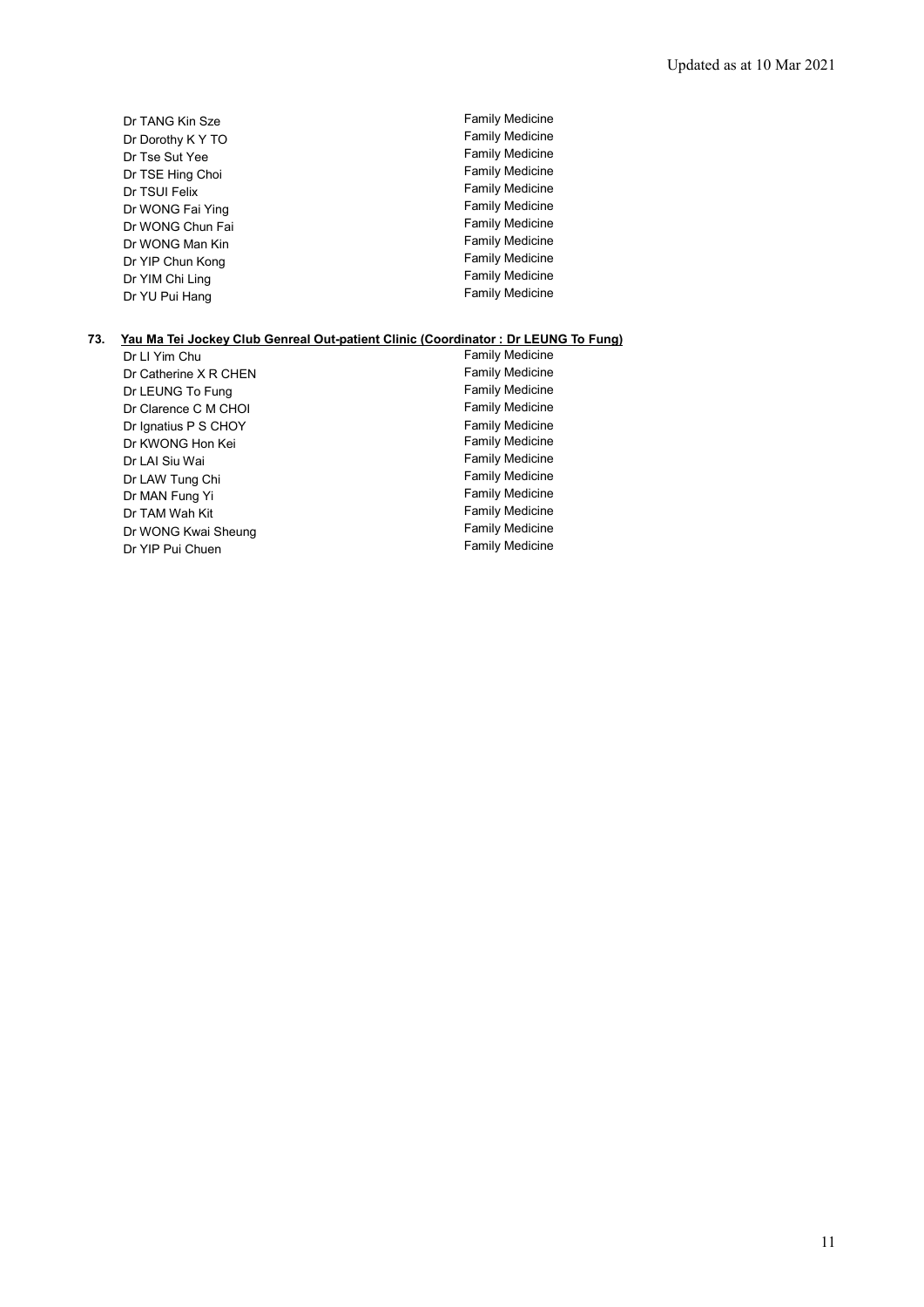| | |
|---|---|
| Dr TANG Kin Sze | Family Medicine |
| Dr Dorothy K Y TO | Family Medicine |
| Dr Tse Sut Yee | Family Medicine |
| Dr TSE Hing Choi | Family Medicine |
| Dr TSUI Felix | Family Medicine |
| Dr WONG Fai Ying | Family Medicine |
| Dr WONG Chun Fai | Family Medicine |
| Dr WONG Man Kin | Family Medicine |
| Dr YIP Chun Kong | Family Medicine |
| Dr YIM Chi Ling | Family Medicine |
| Dr YU Pui Hang | Family Medicine |

**73. Yau Ma Tei Jockey Club Genreal Out-patient Clinic (Coordinator : Dr LEUNG To Fung)**

| | |
|---|---|
| Dr LI Yim Chu | Family Medicine |
| Dr Catherine X R CHEN | Family Medicine |
| Dr LEUNG To Fung | Family Medicine |
| Dr Clarence C M CHOI | Family Medicine |
| Dr Ignatius P S CHOY | Family Medicine |
| Dr KWONG Hon Kei | Family Medicine |
| Dr LAI Siu Wai | Family Medicine |
| Dr LAW Tung Chi | Family Medicine |
| Dr MAN Fung Yi | Family Medicine |
| Dr TAM Wah Kit | Family Medicine |
| Dr WONG Kwai Sheung | Family Medicine |
| Dr YIP Pui Chuen | Family Medicine |